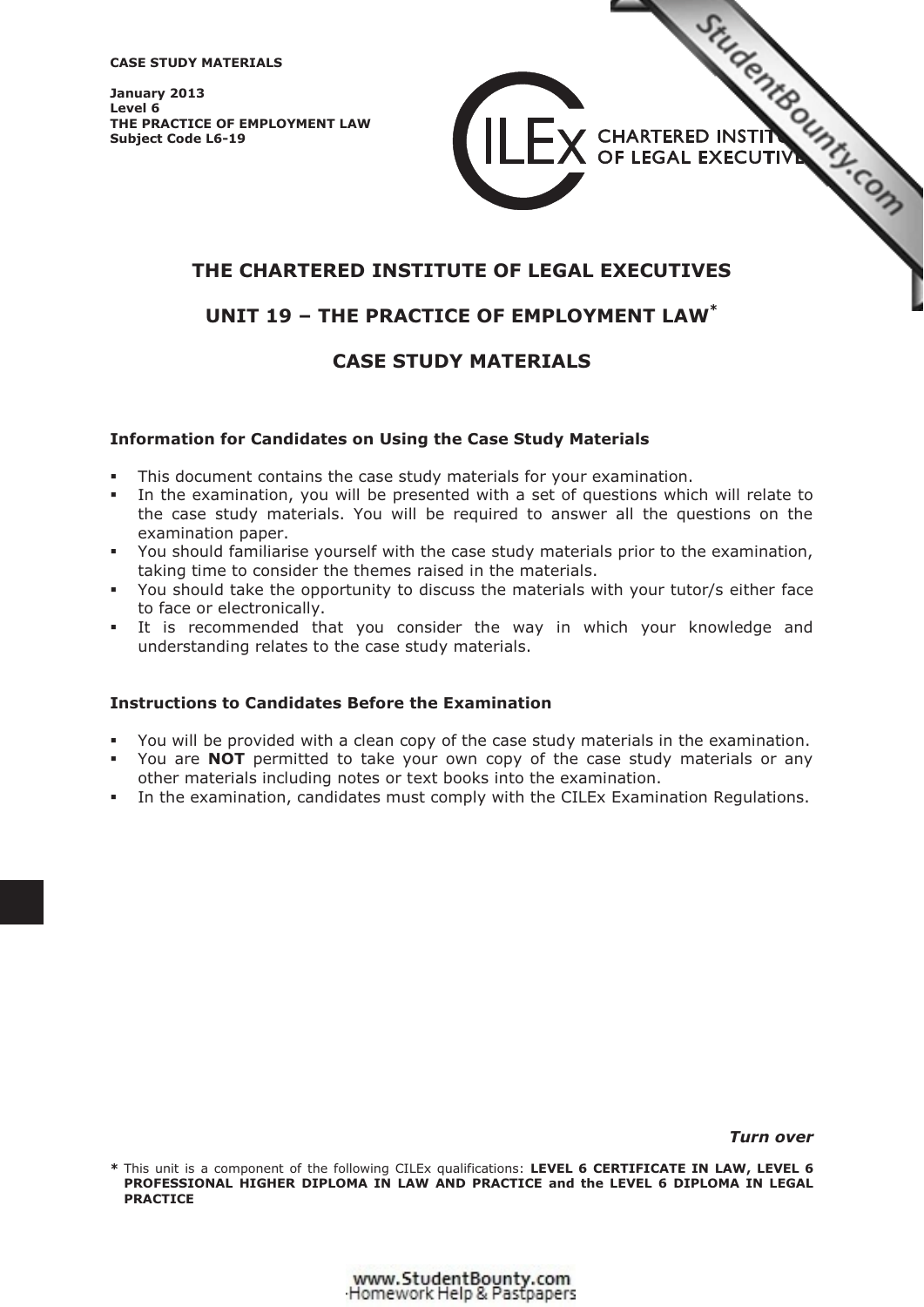**CASE STUDY MATERIALS**

**January 2013**
**Level 6**
**THE PRACTICE OF EMPLOYMENT LAW**
**Subject Code L6-19**

# THE CHARTERED INSTITUTE OF LEGAL EXECUTIVES

## UNIT 19 – THE PRACTICE OF EMPLOYMENT LAW*

## CASE STUDY MATERIALS

**Information for Candidates on Using the Case Study Materials**

- This document contains the case study materials for your examination.
- In the examination, you will be presented with a set of questions which will relate to the case study materials. You will be required to answer all the questions on the examination paper.
- You should familiarise yourself with the case study materials prior to the examination, taking time to consider the themes raised in the materials.
- You should take the opportunity to discuss the materials with your tutor/s either face to face or electronically.
- It is recommended that you consider the way in which your knowledge and understanding relates to the case study materials.

**Instructions to Candidates Before the Examination**

- You will be provided with a clean copy of the case study materials in the examination.
- You are **NOT** permitted to take your own copy of the case study materials or any other materials including notes or text books into the examination.
- In the examination, candidates must comply with the CILEx Examination Regulations.

***Turn over***

\* This unit is a component of the following CILEx qualifications: **LEVEL 6 CERTIFICATE IN LAW, LEVEL 6 PROFESSIONAL HIGHER DIPLOMA IN LAW AND PRACTICE and the LEVEL 6 DIPLOMA IN LEGAL PRACTICE**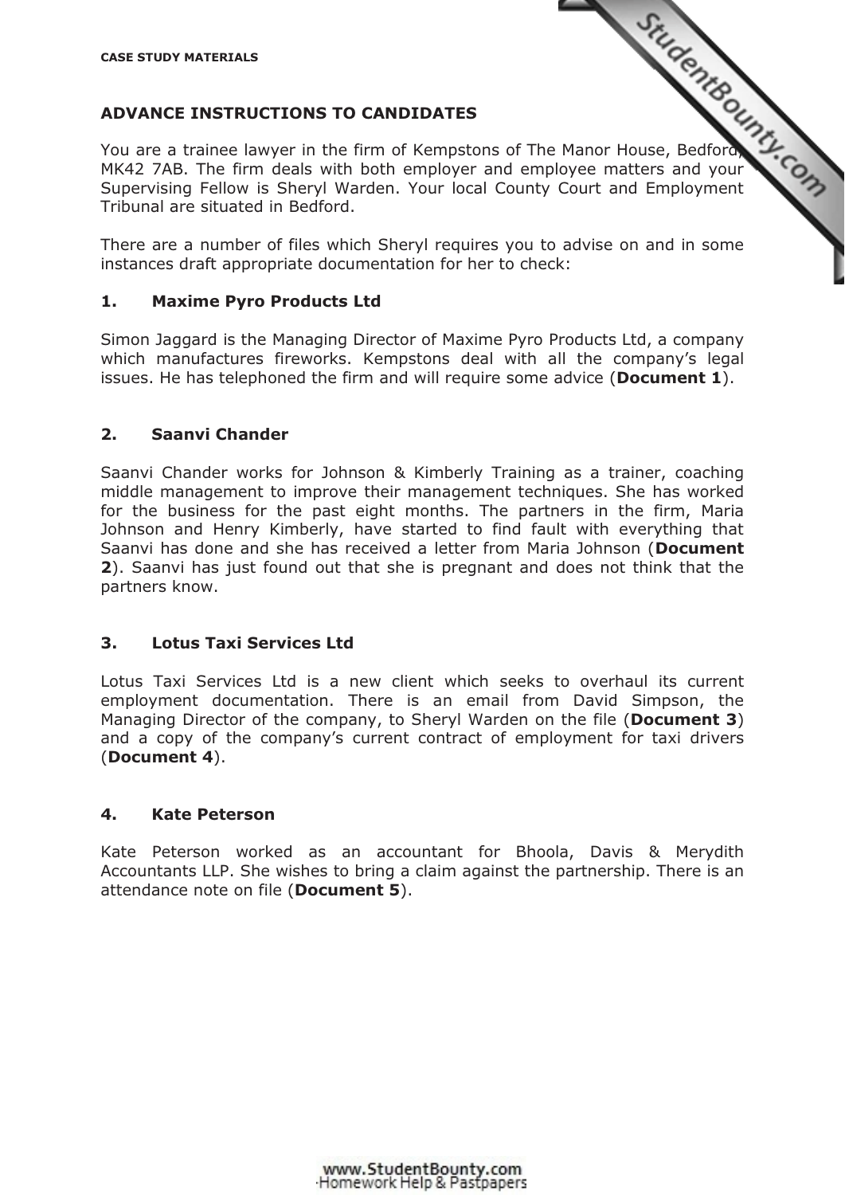CASE STUDY MATERIALS

## ADVANCE INSTRUCTIONS TO CANDIDATES

You are a trainee lawyer in the firm of Kempstons of The Manor House, Bedford, MK42 7AB. The firm deals with both employer and employee matters and your Supervising Fellow is Sheryl Warden. Your local County Court and Employment Tribunal are situated in Bedford.

There are a number of files which Sheryl requires you to advise on and in some instances draft appropriate documentation for her to check:

### 1. Maxime Pyro Products Ltd

Simon Jaggard is the Managing Director of Maxime Pyro Products Ltd, a company which manufactures fireworks. Kempstons deal with all the company's legal issues. He has telephoned the firm and will require some advice (**Document 1**).

### 2. Saanvi Chander

Saanvi Chander works for Johnson & Kimberly Training as a trainer, coaching middle management to improve their management techniques. She has worked for the business for the past eight months. The partners in the firm, Maria Johnson and Henry Kimberly, have started to find fault with everything that Saanvi has done and she has received a letter from Maria Johnson (**Document 2**). Saanvi has just found out that she is pregnant and does not think that the partners know.

### 3. Lotus Taxi Services Ltd

Lotus Taxi Services Ltd is a new client which seeks to overhaul its current employment documentation. There is an email from David Simpson, the Managing Director of the company, to Sheryl Warden on the file (**Document 3**) and a copy of the company's current contract of employment for taxi drivers (**Document 4**).

### 4. Kate Peterson

Kate Peterson worked as an accountant for Bhoola, Davis & Merydith Accountants LLP. She wishes to bring a claim against the partnership. There is an attendance note on file (**Document 5**).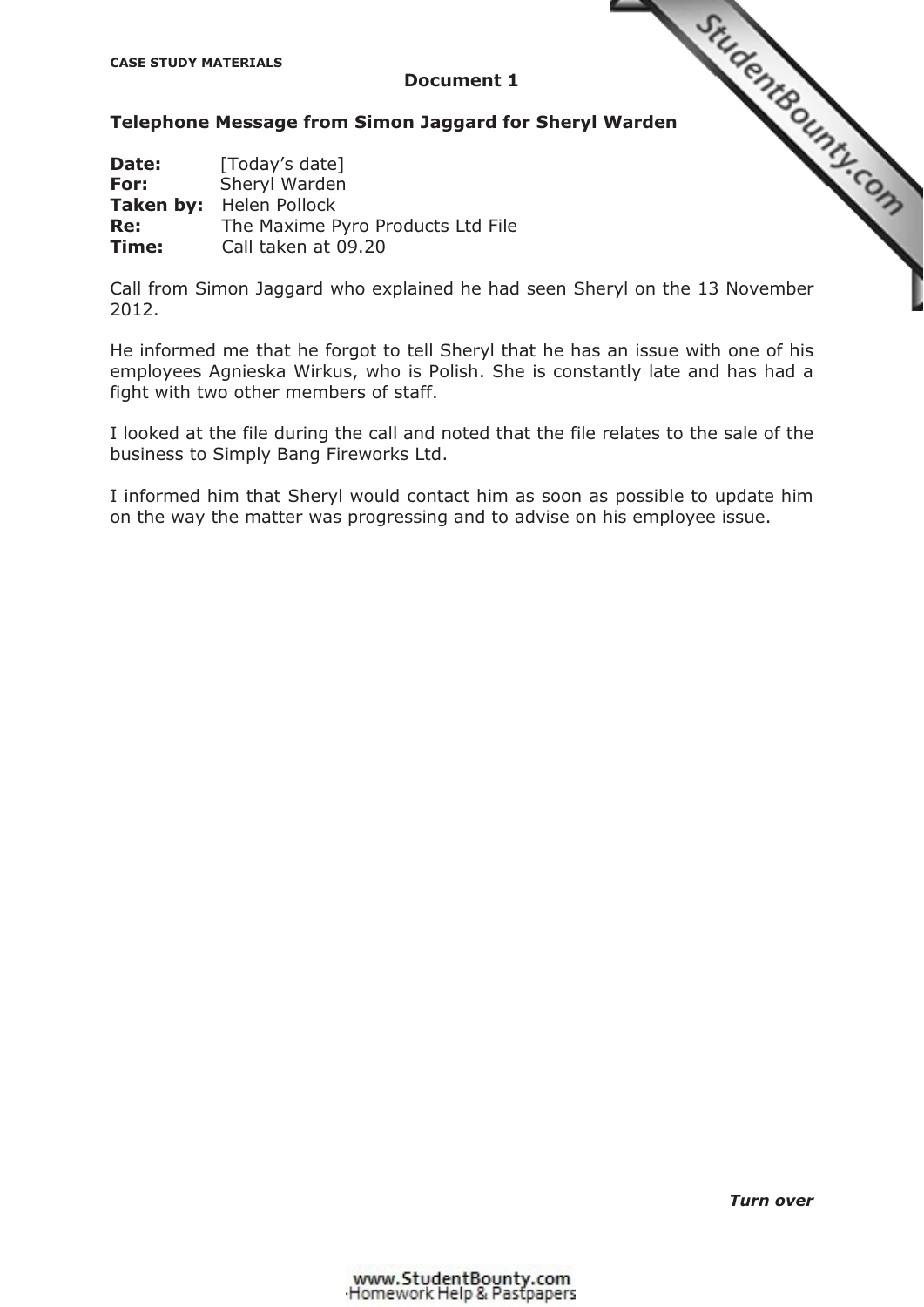**CASE STUDY MATERIALS**

## Document 1

### Telephone Message from Simon Jaggard for Sheryl Warden

**Date:** [Today's date]
**For:** Sheryl Warden
**Taken by:** Helen Pollock
**Re:** The Maxime Pyro Products Ltd File
**Time:** Call taken at 09.20

Call from Simon Jaggard who explained he had seen Sheryl on the 13 November 2012.

He informed me that he forgot to tell Sheryl that he has an issue with one of his employees Agnieska Wirkus, who is Polish. She is constantly late and has had a fight with two other members of staff.

I looked at the file during the call and noted that the file relates to the sale of the business to Simply Bang Fireworks Ltd.

I informed him that Sheryl would contact him as soon as possible to update him on the way the matter was progressing and to advise on his employee issue.

***Turn over***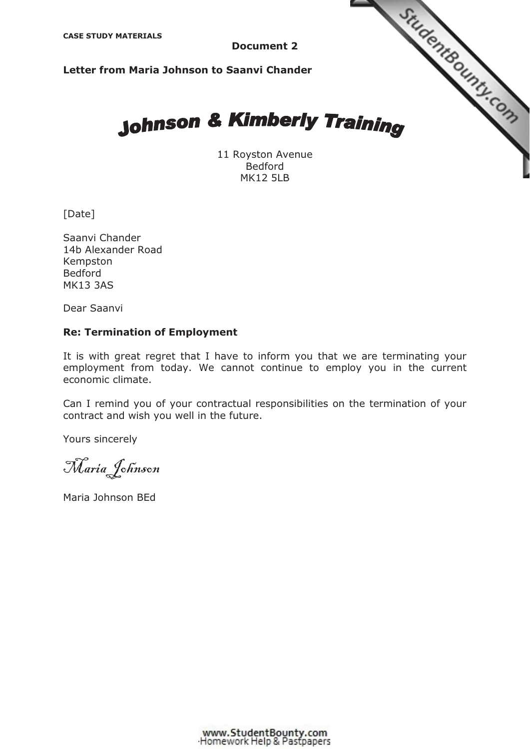**CASE STUDY MATERIALS**

**Document 2**

**Letter from Maria Johnson to Saanvi Chander**

# Johnson & Kimberly Training

11 Royston Avenue
Bedford
MK12 5LB

[Date]

Saanvi Chander
14b Alexander Road
Kempston
Bedford
MK13 3AS

Dear Saanvi

**Re: Termination of Employment**

It is with great regret that I have to inform you that we are terminating your employment from today. We cannot continue to employ you in the current economic climate.

Can I remind you of your contractual responsibilities on the termination of your contract and wish you well in the future.

Yours sincerely

*Maria Johnson*

Maria Johnson BEd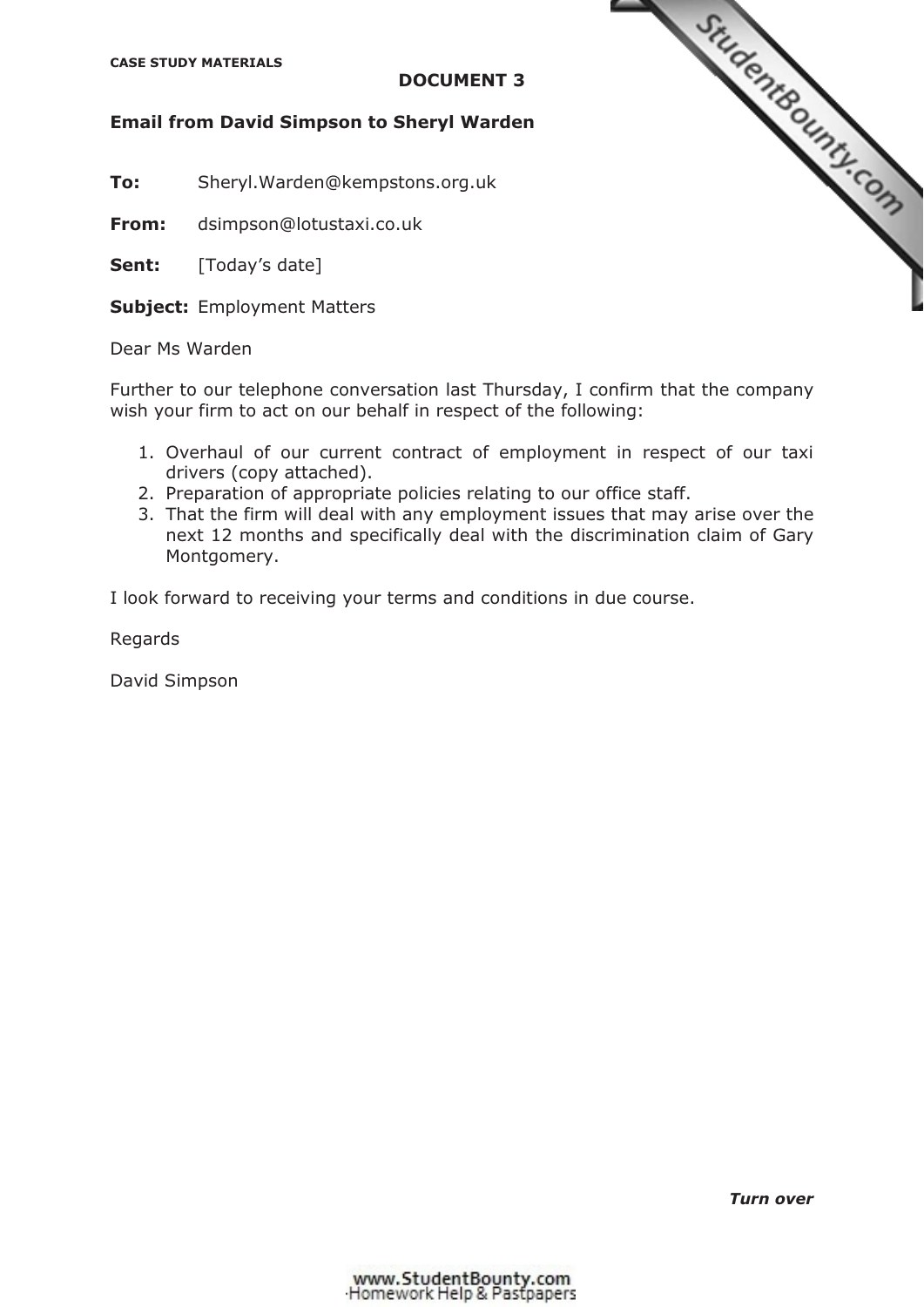**CASE STUDY MATERIALS**

**DOCUMENT 3**

**Email from David Simpson to Sheryl Warden**

**To:** Sheryl.Warden@kempstons.org.uk

**From:** dsimpson@lotustaxi.co.uk

**Sent:** [Today's date]

**Subject:** Employment Matters

Dear Ms Warden

Further to our telephone conversation last Thursday, I confirm that the company wish your firm to act on our behalf in respect of the following:

1. Overhaul of our current contract of employment in respect of our taxi drivers (copy attached).
2. Preparation of appropriate policies relating to our office staff.
3. That the firm will deal with any employment issues that may arise over the next 12 months and specifically deal with the discrimination claim of Gary Montgomery.

I look forward to receiving your terms and conditions in due course.

Regards

David Simpson

***Turn over***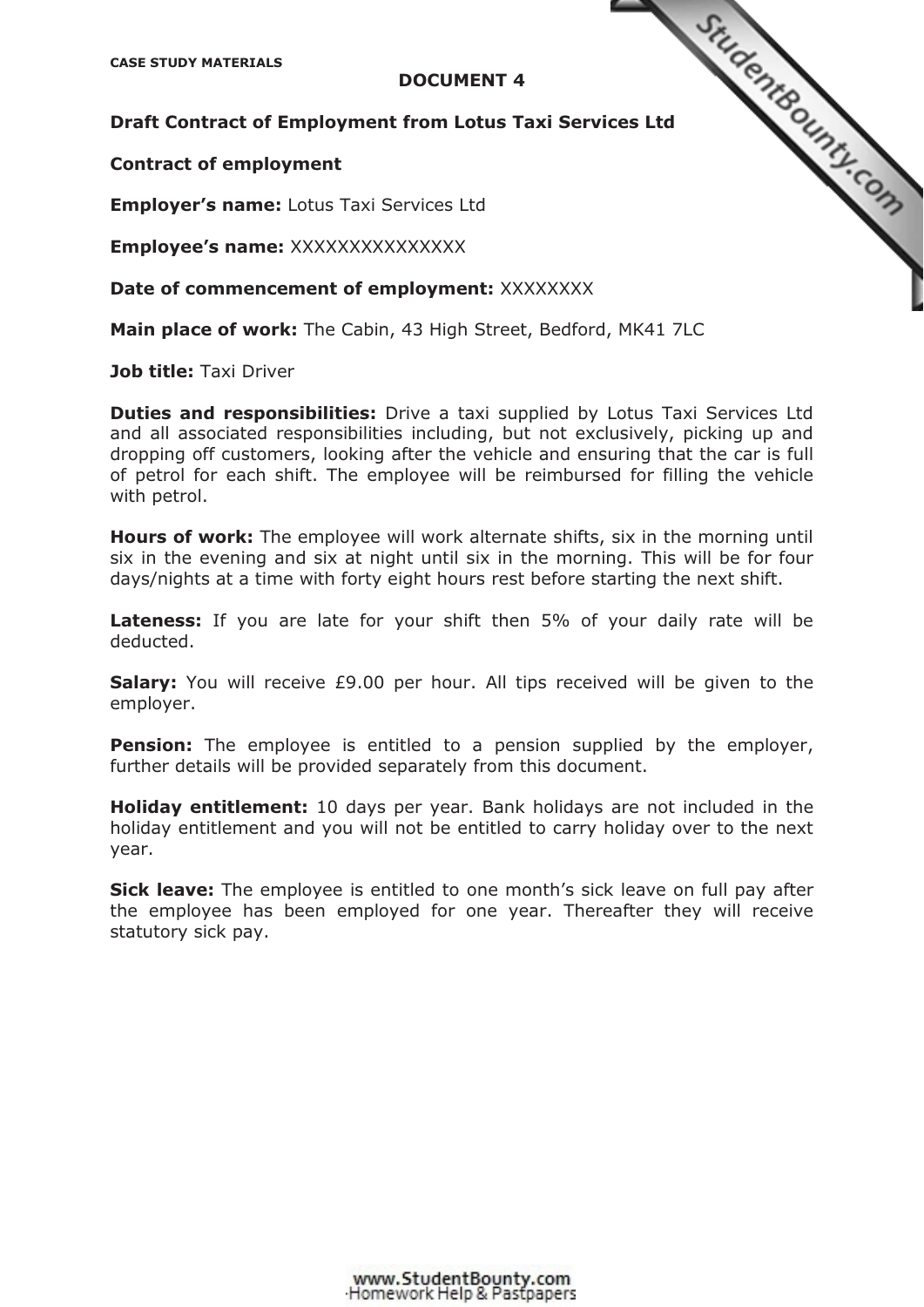**CASE STUDY MATERIALS**

## DOCUMENT 4

**Draft Contract of Employment from Lotus Taxi Services Ltd**

**Contract of employment**

**Employer's name:** Lotus Taxi Services Ltd

**Employee's name:** XXXXXXXXXXXXXXX

**Date of commencement of employment:** XXXXXXXX

**Main place of work:** The Cabin, 43 High Street, Bedford, MK41 7LC

**Job title:** Taxi Driver

**Duties and responsibilities:** Drive a taxi supplied by Lotus Taxi Services Ltd and all associated responsibilities including, but not exclusively, picking up and dropping off customers, looking after the vehicle and ensuring that the car is full of petrol for each shift. The employee will be reimbursed for filling the vehicle with petrol.

**Hours of work:** The employee will work alternate shifts, six in the morning until six in the evening and six at night until six in the morning. This will be for four days/nights at a time with forty eight hours rest before starting the next shift.

**Lateness:** If you are late for your shift then 5% of your daily rate will be deducted.

**Salary:** You will receive £9.00 per hour. All tips received will be given to the employer.

**Pension:** The employee is entitled to a pension supplied by the employer, further details will be provided separately from this document.

**Holiday entitlement:** 10 days per year. Bank holidays are not included in the holiday entitlement and you will not be entitled to carry holiday over to the next year.

**Sick leave:** The employee is entitled to one month's sick leave on full pay after the employee has been employed for one year. Thereafter they will receive statutory sick pay.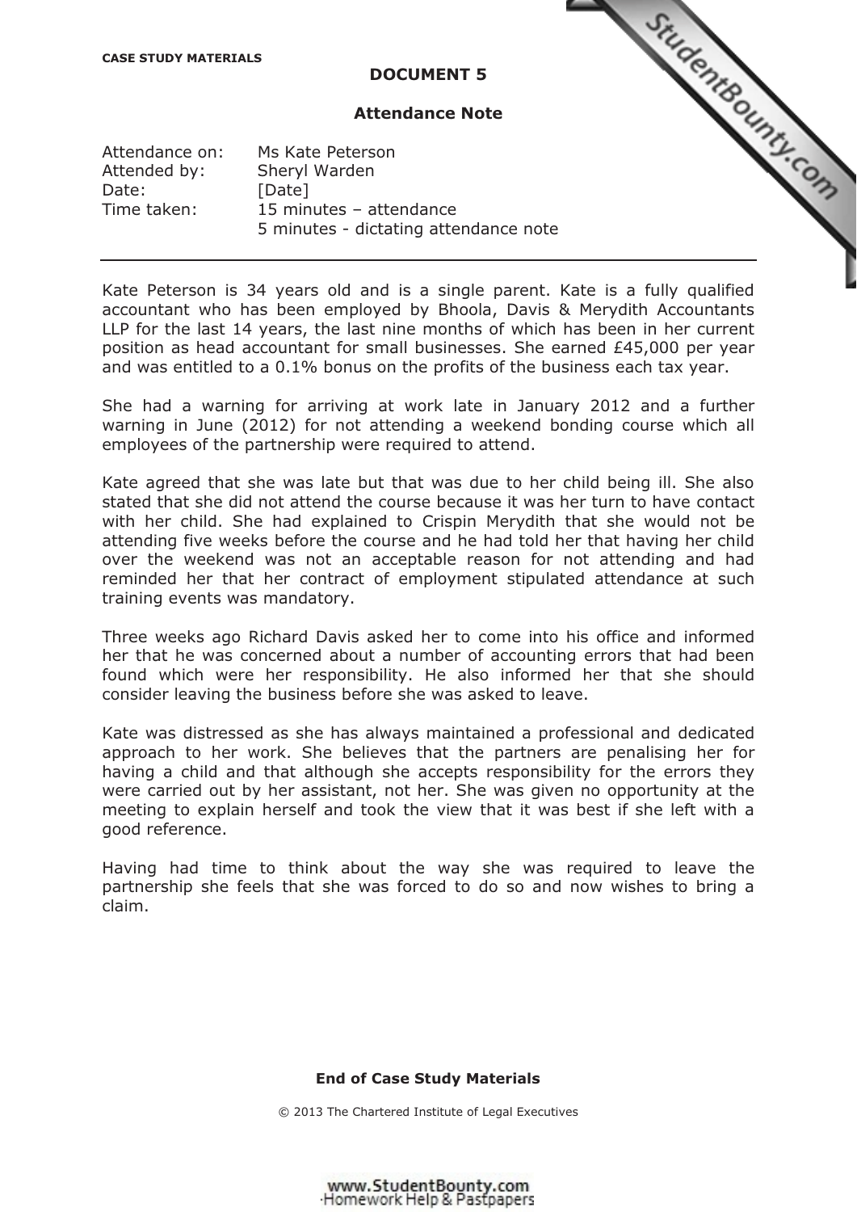CASE STUDY MATERIALS

## DOCUMENT 5

### Attendance Note

| | |
|---|---|
| Attendance on: | Ms Kate Peterson |
| Attended by: | Sheryl Warden |
| Date: | [Date] |
| Time taken: | 15 minutes – attendance |
| | 5 minutes - dictating attendance note |

---

Kate Peterson is 34 years old and is a single parent. Kate is a fully qualified accountant who has been employed by Bhoola, Davis & Merydith Accountants LLP for the last 14 years, the last nine months of which has been in her current position as head accountant for small businesses. She earned £45,000 per year and was entitled to a 0.1% bonus on the profits of the business each tax year.

She had a warning for arriving at work late in January 2012 and a further warning in June (2012) for not attending a weekend bonding course which all employees of the partnership were required to attend.

Kate agreed that she was late but that was due to her child being ill. She also stated that she did not attend the course because it was her turn to have contact with her child. She had explained to Crispin Merydith that she would not be attending five weeks before the course and he had told her that having her child over the weekend was not an acceptable reason for not attending and had reminded her that her contract of employment stipulated attendance at such training events was mandatory.

Three weeks ago Richard Davis asked her to come into his office and informed her that he was concerned about a number of accounting errors that had been found which were her responsibility. He also informed her that she should consider leaving the business before she was asked to leave.

Kate was distressed as she has always maintained a professional and dedicated approach to her work. She believes that the partners are penalising her for having a child and that although she accepts responsibility for the errors they were carried out by her assistant, not her. She was given no opportunity at the meeting to explain herself and took the view that it was best if she left with a good reference.

Having had time to think about the way she was required to leave the partnership she feels that she was forced to do so and now wishes to bring a claim.

**End of Case Study Materials**

© 2013 The Chartered Institute of Legal Executives